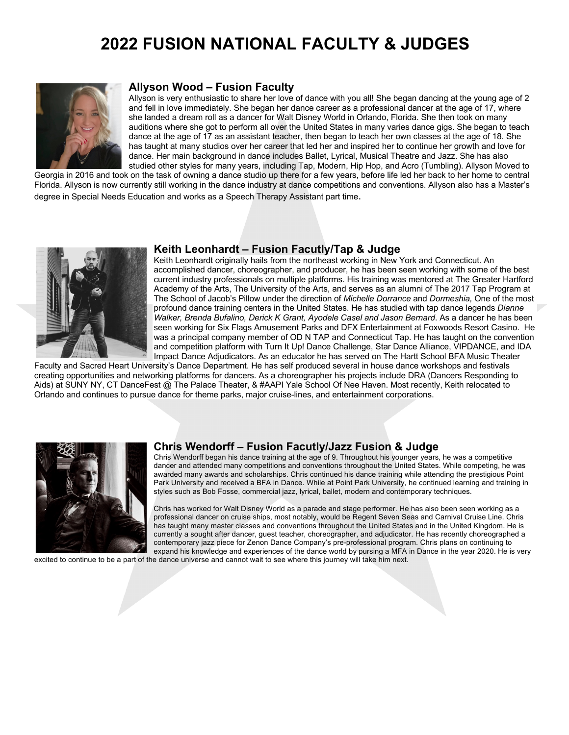# 2022 FUSION NATIONAL FACULTY & JUDGES

### Allyson Wood – Fusion Faculty

Allyson is very enthusiastic to share her love of dance with you all! She began dancing at the young age of 2 and fell in love immediately. She began her dance career as a professional dancer at the age of 17, where she landed a dream roll as a dancer for Walt Disney World in Orlando, Florida. She then took on many auditions where she got to perform all over the United States in many varies dance gigs. She began to teach dance at the age of 17 as an assistant teacher, then began to teach her own classes at the age of 18. She has taught at many studios over her career that led her and inspired her to continue her growth and love for dance. Her main background in dance includes Ballet, Lyrical, Musical Theatre and Jazz. She has also studied other styles for many years, including Tap, Modern, Hip Hop, and Acro (Tumbling). Allyson Moved to Georgia in 2016 and took on the task of owning a dance studio up there for a few years, before life led her back to her home to central Florida. Allyson is now currently still working in the dance industry at dance competitions and conventions. Allyson also has a Master's degree in Special Needs Education and works as a Speech Therapy Assistant part time.

### Keith Leonhardt – Fusion Facutly/Tap & Judge

Keith Leonhardt originally hails from the northeast working in New York and Connecticut. An accomplished dancer, choreographer, and producer, he has been seen working with some of the best current industry professionals on multiple platforms. His training was mentored at The Greater Hartford Academy of the Arts, The University of the Arts, and serves as an alumni of The 2017 Tap Program at The School of Jacob's Pillow under the direction of *Michelle Dorrance* and *Dormeshia,* One of the most profound dance training centers in the United States. He has studied with tap dance legends *Dianne Walker, Brenda Bufalino, Derick K Grant, Ayodele Casel and Jason Bernard*. As a dancer he has been seen working for Six Flags Amusement Parks and DFX Entertainment at Foxwoods Resort Casino. He was a principal company member of OD N TAP and Connecticut Tap. He has taught on the convention and competition platform with Turn It Up! Dance Challenge, Star Dance Alliance, VIPDANCE, and IDA Impact Dance Adjudicators. As an educator he has served on The Hartt School BFA Music Theater Faculty and Sacred Heart University's Dance Department. He has self produced several in house dance workshops and festivals creating opportunities and networking platforms for dancers. As a choreographer his projects include DRA (Dancers Responding to Aids) at SUNY NY, CT DanceFest @ The Palace Theater, & #AAPI Yale School Of Nee Haven. Most recently, Keith relocated to Orlando and continues to pursue dance for theme parks, major cruise-lines, and entertainment corporations.

### Chris Wendorff – Fusion Facutly/Jazz Fusion & Judge

Chris Wendorff began his dance training at the age of 9. Throughout his younger years, he was a competitive dancer and attended many competitions and conventions throughout the United States. While competing, he was awarded many awards and scholarships. Chris continued his dance training while attending the prestigious Point Park University and received a BFA in Dance. While at Point Park University, he continued learning and training in styles such as Bob Fosse, commercial jazz, lyrical, ballet, modern and contemporary techniques.

Chris has worked for Walt Disney World as a parade and stage performer. He has also been seen working as a professional dancer on cruise ships, most notably, would be Regent Seven Seas and Carnival Cruise Line. Chris has taught many master classes and conventions throughout the United States and in the United Kingdom. He is currently a sought after dancer, guest teacher, choreographer, and adjudicator. He has recently choreographed a contemporary jazz piece for Zenon Dance Company's pre-professional program. Chris plans on continuing to expand his knowledge and experiences of the dance world by pursing a MFA in Dance in the year 2020. He is very excited to continue to be a part of the dance universe and cannot wait to see where this journey will take him next.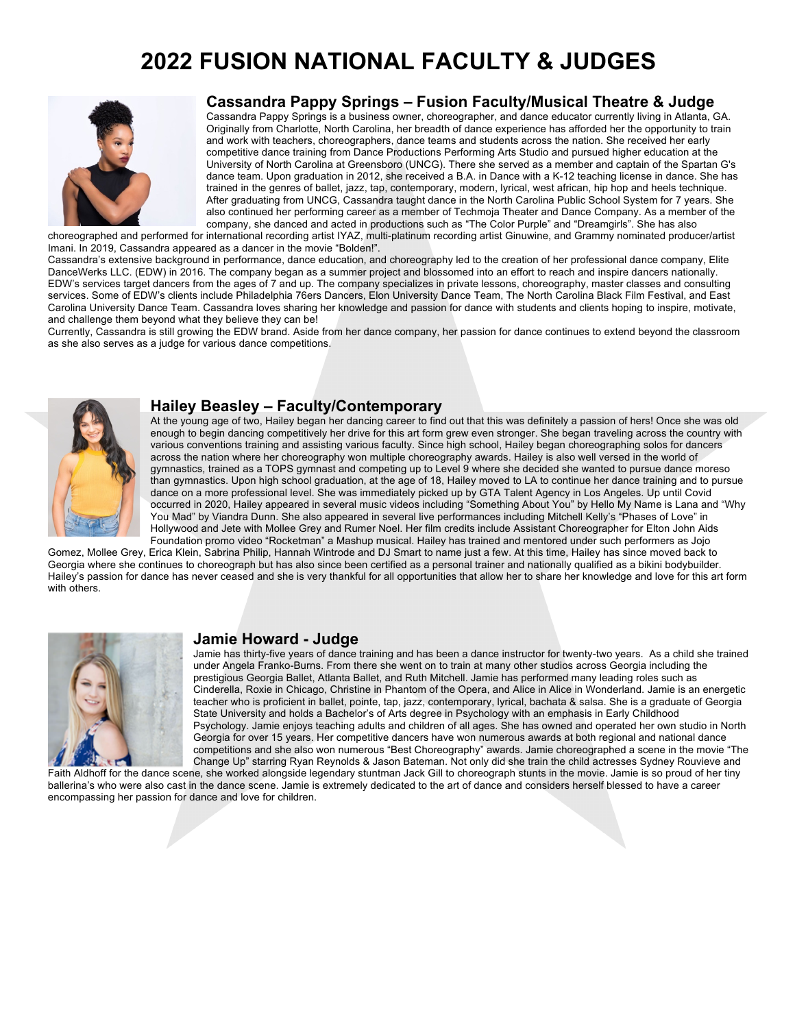# 2022 FUSION NATIONAL FACULTY & JUDGES

## Cassandra Pappy Springs – Fusion Faculty/Musical Theatre & Judge

Cassandra Pappy Springs is a business owner, choreographer, and dance educator currently living in Atlanta, GA. Originally from Charlotte, North Carolina, her breadth of dance experience has afforded her the opportunity to train and work with teachers, choreographers, dance teams and students across the nation. She received her early competitive dance training from Dance Productions Performing Arts Studio and pursued higher education at the University of North Carolina at Greensboro (UNCG). There she served as a member and captain of the Spartan G's dance team. Upon graduation in 2012, she received a B.A. in Dance with a K-12 teaching license in dance. She has trained in the genres of ballet, jazz, tap, contemporary, modern, lyrical, west african, hip hop and heels technique. After graduating from UNCG, Cassandra taught dance in the North Carolina Public School System for 7 years. She also continued her performing career as a member of Techmoja Theater and Dance Company. As a member of the company, she danced and acted in productions such as "The Color Purple" and "Dreamgirls". She has also choreographed and performed for international recording artist IYAZ, multi-platinum recording artist Ginuwine, and Grammy nominated producer/artist Imani. In 2019, Cassandra appeared as a dancer in the movie "Bolden!".

Cassandra's extensive background in performance, dance education, and choreography led to the creation of her professional dance company, Elite DanceWerks LLC. (EDW) in 2016. The company began as a summer project and blossomed into an effort to reach and inspire dancers nationally. EDW's services target dancers from the ages of 7 and up. The company specializes in private lessons, choreography, master classes and consulting services. Some of EDW's clients include Philadelphia 76ers Dancers, Elon University Dance Team, The North Carolina Black Film Festival, and East Carolina University Dance Team. Cassandra loves sharing her knowledge and passion for dance with students and clients hoping to inspire, motivate, and challenge them beyond what they believe they can be!

Currently, Cassandra is still growing the EDW brand. Aside from her dance company, her passion for dance continues to extend beyond the classroom as she also serves as a judge for various dance competitions.

## Hailey Beasley – Faculty/Contemporary

At the young age of two, Hailey began her dancing career to find out that this was definitely a passion of hers! Once she was old enough to begin dancing competitively her drive for this art form grew even stronger. She began traveling across the country with various conventions training and assisting various faculty. Since high school, Hailey began choreographing solos for dancers across the nation where her choreography won multiple choreography awards. Hailey is also well versed in the world of gymnastics, trained as a TOPS gymnast and competing up to Level 9 where she decided she wanted to pursue dance moreso than gymnastics. Upon high school graduation, at the age of 18, Hailey moved to LA to continue her dance training and to pursue dance on a more professional level. She was immediately picked up by GTA Talent Agency in Los Angeles. Up until Covid occurred in 2020, Hailey appeared in several music videos including "Something About You" by Hello My Name is Lana and "Why You Mad" by Viandra Dunn. She also appeared in several live performances including Mitchell Kelly's "Phases of Love" in Hollywood and Jete with Mollee Grey and Rumer Noel. Her film credits include Assistant Choreographer for Elton John Aids Foundation promo video "Rocketman" a Mashup musical. Hailey has trained and mentored under such performers as Jojo Gomez, Mollee Grey, Erica Klein, Sabrina Philip, Hannah Wintrode and DJ Smart to name just a few. At this time, Hailey has since moved back to Georgia where she continues to choreograph but has also since been certified as a personal trainer and nationally qualified as a bikini bodybuilder. Hailey's passion for dance has never ceased and she is very thankful for all opportunities that allow her to share her knowledge and love for this art form with others.

## Jamie Howard - Judge

Jamie has thirty-five years of dance training and has been a dance instructor for twenty-two years. As a child she trained under Angela Franko-Burns. From there she went on to train at many other studios across Georgia including the prestigious Georgia Ballet, Atlanta Ballet, and Ruth Mitchell. Jamie has performed many leading roles such as Cinderella, Roxie in Chicago, Christine in Phantom of the Opera, and Alice in Alice in Wonderland. Jamie is an energetic teacher who is proficient in ballet, pointe, tap, jazz, contemporary, lyrical, bachata & salsa. She is a graduate of Georgia State University and holds a Bachelor's of Arts degree in Psychology with an emphasis in Early Childhood Psychology. Jamie enjoys teaching adults and children of all ages. She has owned and operated her own studio in North Georgia for over 15 years. Her competitive dancers have won numerous awards at both regional and national dance competitions and she also won numerous "Best Choreography" awards. Jamie choreographed a scene in the movie "The Change Up" starring Ryan Reynolds & Jason Bateman. Not only did she train the child actresses Sydney Rouviere and Faith Aldhoff for the dance scene, she worked alongside legendary stuntman Jack Gill to choreograph stunts in the movie. Jamie is so proud of her tiny ballerina's who were also cast in the dance scene. Jamie is extremely dedicated to the art of dance and considers herself blessed to have a career encompassing her passion for dance and love for children.